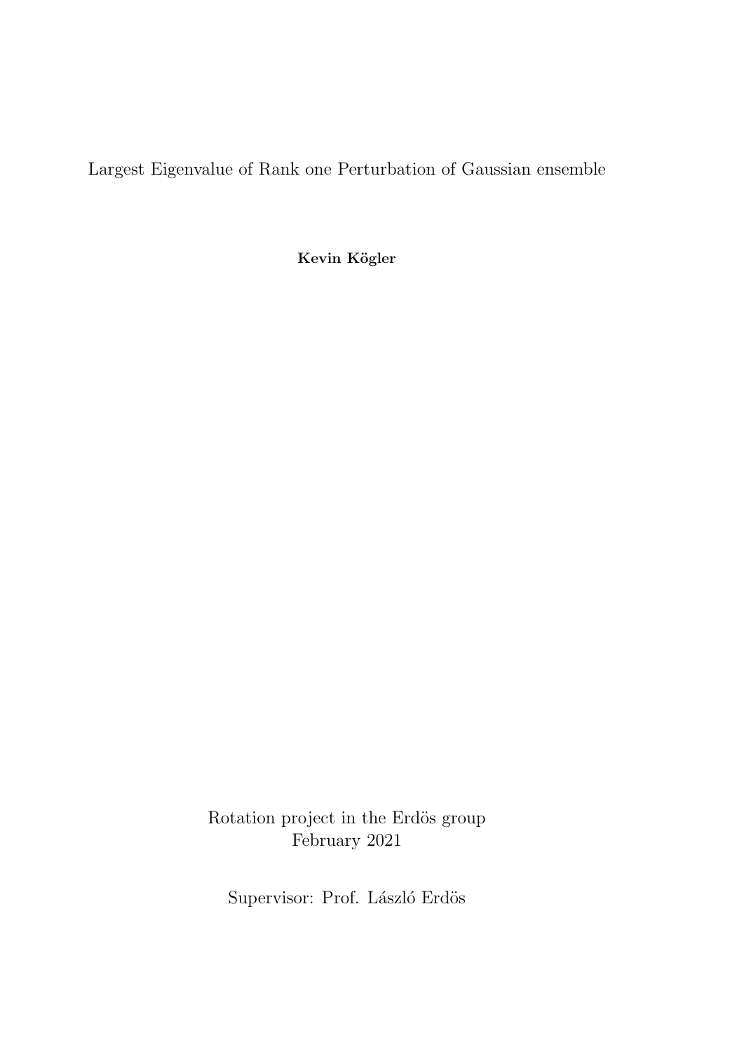# Largest Eigenvalue of Rank one Perturbation of Gaussian ensemble

**Kevin Kögler**

Rotation project in the Erdös group
February 2021

Supervisor: Prof. László Erdös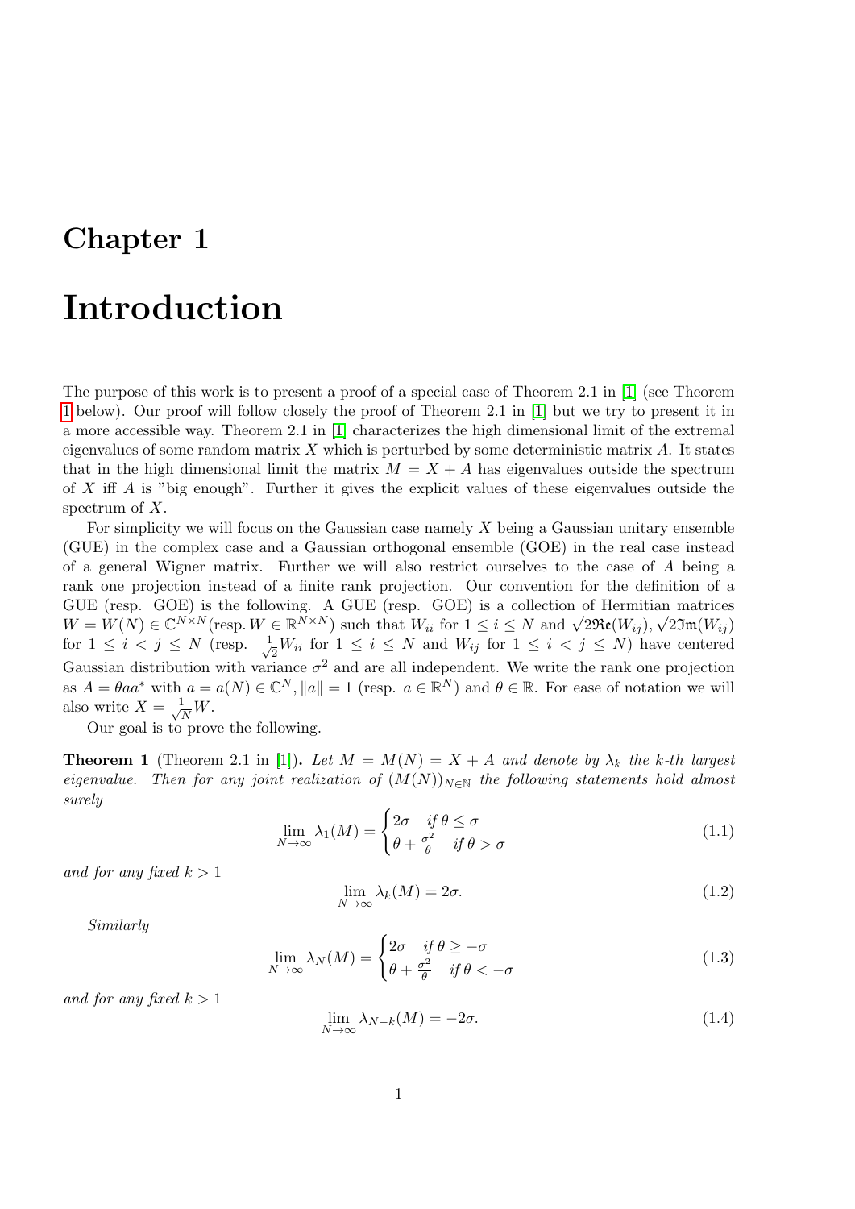# Chapter 1

# Introduction

The purpose of this work is to present a proof of a special case of Theorem 2.1 in [1] (see Theorem 1 below). Our proof will follow closely the proof of Theorem 2.1 in [1] but we try to present it in a more accessible way. Theorem 2.1 in [1] characterizes the high dimensional limit of the extremal eigenvalues of some random matrix $X$ which is perturbed by some deterministic matrix $A$. It states that in the high dimensional limit the matrix $M = X + A$ has eigenvalues outside the spectrum of $X$ iff $A$ is "big enough". Further it gives the explicit values of these eigenvalues outside the spectrum of $X$.

For simplicity we will focus on the Gaussian case namely $X$ being a Gaussian unitary ensemble (GUE) in the complex case and a Gaussian orthogonal ensemble (GOE) in the real case instead of a general Wigner matrix. Further we will also restrict ourselves to the case of $A$ being a rank one projection instead of a finite rank projection. Our convention for the definition of a GUE (resp. GOE) is the following. A GUE (resp. GOE) is a collection of Hermitian matrices $W = W(N) \in \mathbb{C}^{N\times N}$(resp. $W \in \mathbb{R}^{N\times N}$) such that $W_{ii}$ for $1 \le i \le N$ and $\sqrt{2}\mathfrak{Re}(W_{ij}), \sqrt{2}\mathfrak{Im}(W_{ij})$ for $1 \le i < j \le N$ (resp. $\frac{1}{\sqrt{2}}W_{ii}$ for $1 \le i \le N$ and $W_{ij}$ for $1 \le i < j \le N$) have centered Gaussian distribution with variance $\sigma^2$ and are all independent. We write the rank one projection as $A = \theta aa^*$ with $a = a(N) \in \mathbb{C}^N, \|a\| = 1$ (resp. $a \in \mathbb{R}^N$) and $\theta \in \mathbb{R}$. For ease of notation we will also write $X = \frac{1}{\sqrt{N}}W$.

Our goal is to prove the following.

**Theorem 1** (Theorem 2.1 in [1])**.** *Let $M = M(N) = X + A$ and denote by $\lambda_k$ the $k$-th largest eigenvalue. Then for any joint realization of $(M(N))_{N\in\mathbb{N}}$ the following statements hold almost surely*

$$\lim_{N\to\infty} \lambda_1(M) = \begin{cases} 2\sigma & \text{if } \theta \le \sigma \\ \theta + \frac{\sigma^2}{\theta} & \text{if } \theta > \sigma \end{cases} \tag{1.1}$$

*and for any fixed $k > 1$*

$$\lim_{N\to\infty} \lambda_k(M) = 2\sigma. \tag{1.2}$$

*Similarly*

$$\lim_{N\to\infty} \lambda_N(M) = \begin{cases} 2\sigma & \text{if } \theta \ge -\sigma \\ \theta + \frac{\sigma^2}{\theta} & \text{if } \theta < -\sigma \end{cases} \tag{1.3}$$

*and for any fixed $k > 1$*

$$\lim_{N\to\infty} \lambda_{N-k}(M) = -2\sigma. \tag{1.4}$$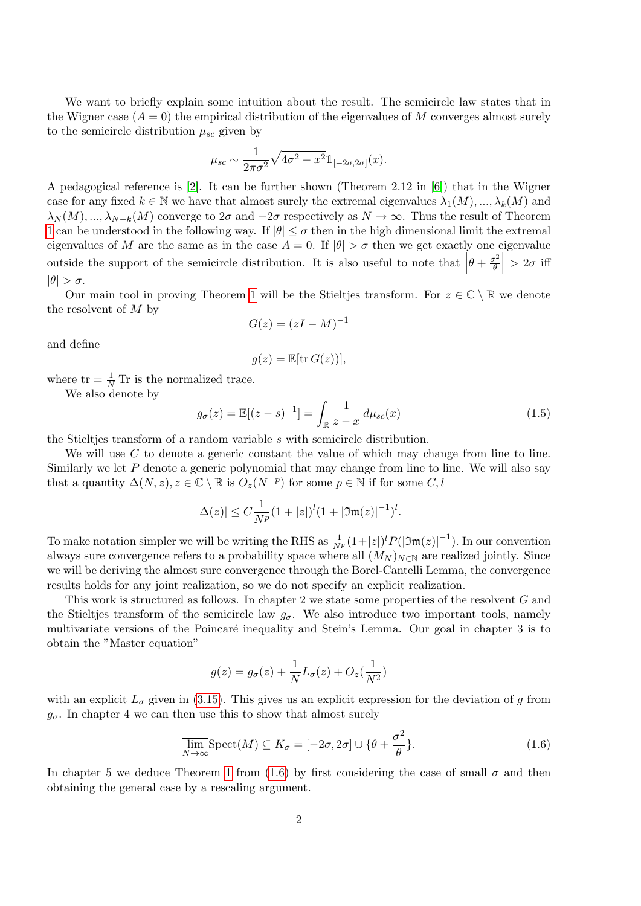We want to briefly explain some intuition about the result. The semicircle law states that in the Wigner case ($A = 0$) the empirical distribution of the eigenvalues of $M$ converges almost surely to the semicircle distribution $\mu_{sc}$ given by

$$\mu_{sc} \sim \frac{1}{2\pi\sigma^2}\sqrt{4\sigma^2 - x^2}\mathbb{1}_{[-2\sigma,2\sigma]}(x).$$

A pedagogical reference is [2]. It can be further shown (Theorem 2.12 in [6]) that in the Wigner case for any fixed $k \in \mathbb{N}$ we have that almost surely the extremal eigenvalues $\lambda_1(M), ..., \lambda_k(M)$ and $\lambda_N(M), ..., \lambda_{N-k}(M)$ converge to $2\sigma$ and $-2\sigma$ respectively as $N \to \infty$. Thus the result of Theorem 1 can be understood in the following way. If $|\theta| \leq \sigma$ then in the high dimensional limit the extremal eigenvalues of $M$ are the same as in the case $A = 0$. If $|\theta| > \sigma$ then we get exactly one eigenvalue outside the support of the semicircle distribution. It is also useful to note that $\left|\theta + \frac{\sigma^2}{\theta}\right| > 2\sigma$ iff $|\theta| > \sigma$.

Our main tool in proving Theorem 1 will be the Stieltjes transform. For $z \in \mathbb{C} \setminus \mathbb{R}$ we denote the resolvent of $M$ by

$$G(z) = (zI - M)^{-1}$$

and define

$$g(z) = \mathbb{E}[\operatorname{tr} G(z))],$$

where $\operatorname{tr} = \frac{1}{N}\operatorname{Tr}$ is the normalized trace.

We also denote by

$$g_\sigma(z) = \mathbb{E}[(z - s)^{-1}] = \int_{\mathbb{R}} \frac{1}{z - x}\, d\mu_{sc}(x) \tag{1.5}$$

the Stieltjes transform of a random variable $s$ with semicircle distribution.

We will use $C$ to denote a generic constant the value of which may change from line to line. Similarly we let $P$ denote a generic polynomial that may change from line to line. We will also say that a quantity $\Delta(N, z), z \in \mathbb{C} \setminus \mathbb{R}$ is $O_z(N^{-p})$ for some $p \in \mathbb{N}$ if for some $C, l$

$$|\Delta(z)| \leq C\frac{1}{N^p}(1 + |z|)^l(1 + |\mathfrak{Im}(z)|^{-1})^l.$$

To make notation simpler we will be writing the RHS as $\frac{1}{N^p}(1+|z|)^l P(|\mathfrak{Im}(z)|^{-1})$. In our convention always sure convergence refers to a probability space where all $(M_N)_{N\in\mathbb{N}}$ are realized jointly. Since we will be deriving the almost sure convergence through the Borel-Cantelli Lemma, the convergence results holds for any joint realization, so we do not specify an explicit realization.

This work is structured as follows. In chapter 2 we state some properties of the resolvent $G$ and the Stieltjes transform of the semicircle law $g_\sigma$. We also introduce two important tools, namely multivariate versions of the Poincaré inequality and Stein's Lemma. Our goal in chapter 3 is to obtain the "Master equation"

$$g(z) = g_\sigma(z) + \frac{1}{N}L_\sigma(z) + O_z(\frac{1}{N^2})$$

with an explicit $L_\sigma$ given in (3.15). This gives us an explicit expression for the deviation of $g$ from $g_\sigma$. In chapter 4 we can then use this to show that almost surely

$$\overline{\lim_{N\to\infty}} \operatorname{Spect}(M) \subseteq K_\sigma = [-2\sigma, 2\sigma] \cup \{\theta + \frac{\sigma^2}{\theta}\}. \tag{1.6}$$

In chapter 5 we deduce Theorem 1 from (1.6) by first considering the case of small $\sigma$ and then obtaining the general case by a rescaling argument.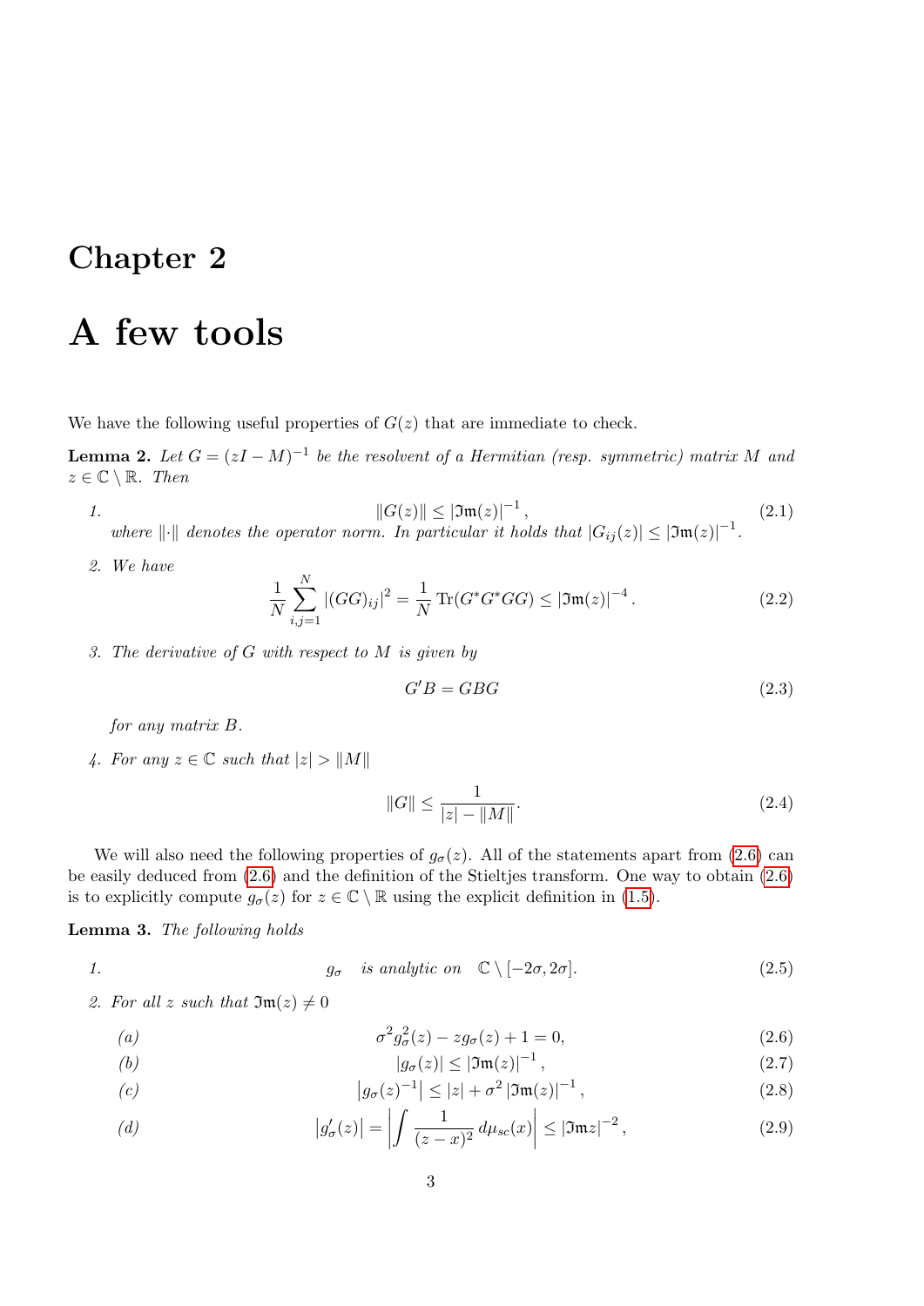# Chapter 2

# A few tools

We have the following useful properties of $G(z)$ that are immediate to check.

**Lemma 2.** *Let $G = (zI - M)^{-1}$ be the resolvent of a Hermitian (resp. symmetric) matrix $M$ and $z \in \mathbb{C} \setminus \mathbb{R}$. Then*

1. $$\|G(z)\| \leq |\mathfrak{Im}(z)|^{-1}, \tag{2.1}$$
   *where $\|\cdot\|$ denotes the operator norm. In particular it holds that $|G_{ij}(z)| \leq |\mathfrak{Im}(z)|^{-1}$.*

2. *We have*
   $$\frac{1}{N} \sum_{i,j=1}^{N} |(GG)_{ij}|^2 = \frac{1}{N} \operatorname{Tr}(G^* G^* G G) \leq |\mathfrak{Im}(z)|^{-4}. \tag{2.2}$$

3. *The derivative of $G$ with respect to $M$ is given by*
   $$G'B = GBG \tag{2.3}$$
   *for any matrix $B$.*

4. *For any $z \in \mathbb{C}$ such that $|z| > \|M\|$*
   $$\|G\| \leq \frac{1}{|z| - \|M\|}. \tag{2.4}$$

We will also need the following properties of $g_\sigma(z)$. All of the statements apart from (2.6) can be easily deduced from (2.6) and the definition of the Stieltjes transform. One way to obtain (2.6) is to explicitly compute $g_\sigma(z)$ for $z \in \mathbb{C} \setminus \mathbb{R}$ using the explicit definition in (1.5).

**Lemma 3.** *The following holds*

1. $$g_\sigma \quad \text{is analytic on} \quad \mathbb{C} \setminus [-2\sigma, 2\sigma]. \tag{2.5}$$

2. *For all $z$ such that $\mathfrak{Im}(z) \neq 0$*

   (a) $$\sigma^2 g_\sigma^2(z) - z g_\sigma(z) + 1 = 0, \tag{2.6}$$

   (b) $$|g_\sigma(z)| \leq |\mathfrak{Im}(z)|^{-1}, \tag{2.7}$$

   (c) $$\left|g_\sigma(z)^{-1}\right| \leq |z| + \sigma^2 |\mathfrak{Im}(z)|^{-1}, \tag{2.8}$$

   (d) $$\left|g'_\sigma(z)\right| = \left|\int \frac{1}{(z-x)^2}\, d\mu_{sc}(x)\right| \leq |\mathfrak{Im} z|^{-2}, \tag{2.9}$$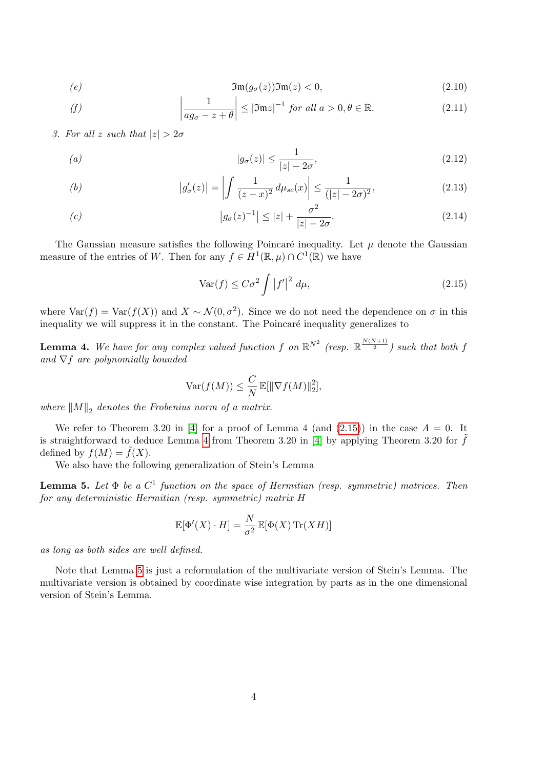(e)
$$\mathfrak{Im}(g_\sigma(z))\mathfrak{Im}(z) < 0, \tag{2.10}$$

(f)
$$\left|\frac{1}{ag_\sigma - z + \theta}\right| \leq |\mathfrak{Im} z|^{-1} \text{ for all } a > 0, \theta \in \mathbb{R}. \tag{2.11}$$

3. *For all $z$ such that $|z| > 2\sigma$*

(a)
$$|g_\sigma(z)| \leq \frac{1}{|z| - 2\sigma}, \tag{2.12}$$

(b)
$$|g'_\sigma(z)| = \left|\int \frac{1}{(z-x)^2}\, d\mu_{sc}(x)\right| \leq \frac{1}{(|z| - 2\sigma)^2}, \tag{2.13}$$

(c)
$$\left|g_\sigma(z)^{-1}\right| \leq |z| + \frac{\sigma^2}{|z| - 2\sigma}. \tag{2.14}$$

The Gaussian measure satisfies the following Poincaré inequality. Let $\mu$ denote the Gaussian measure of the entries of $W$. Then for any $f \in H^1(\mathbb{R}, \mu) \cap C^1(\mathbb{R})$ we have

$$\mathrm{Var}(f) \leq C\sigma^2 \int |f'|^2 \, d\mu, \tag{2.15}$$

where $\mathrm{Var}(f) = \mathrm{Var}(f(X))$ and $X \sim \mathcal{N}(0, \sigma^2)$. Since we do not need the dependence on $\sigma$ in this inequality we will suppress it in the constant. The Poincaré inequality generalizes to

**Lemma 4.** *We have for any complex valued function $f$ on $\mathbb{R}^{N^2}$ (resp. $\mathbb{R}^{\frac{N(N+1)}{2}}$) such that both $f$ and $\nabla f$ are polynomially bounded*

$$\mathrm{Var}(f(M)) \leq \frac{C}{N}\, \mathbb{E}[\|\nabla f(M)\|_2^2],$$

*where $\|M\|_2$ denotes the Frobenius norm of a matrix.*

We refer to Theorem 3.20 in [4] for a proof of Lemma 4 (and (2.15)) in the case $A = 0$. It is straightforward to deduce Lemma 4 from Theorem 3.20 in [4] by applying Theorem 3.20 for $\tilde{f}$ defined by $f(M) = \tilde{f}(X)$.

We also have the following generalization of Stein's Lemma

**Lemma 5.** *Let $\Phi$ be a $C^1$ function on the space of Hermitian (resp. symmetric) matrices. Then for any deterministic Hermitian (resp. symmetric) matrix $H$*

$$\mathbb{E}[\Phi'(X) \cdot H] = \frac{N}{\sigma^2}\, \mathbb{E}[\Phi(X)\, \mathrm{Tr}(XH)]$$

*as long as both sides are well defined.*

Note that Lemma 5 is just a reformulation of the multivariate version of Stein's Lemma. The multivariate version is obtained by coordinate wise integration by parts as in the one dimensional version of Stein's Lemma.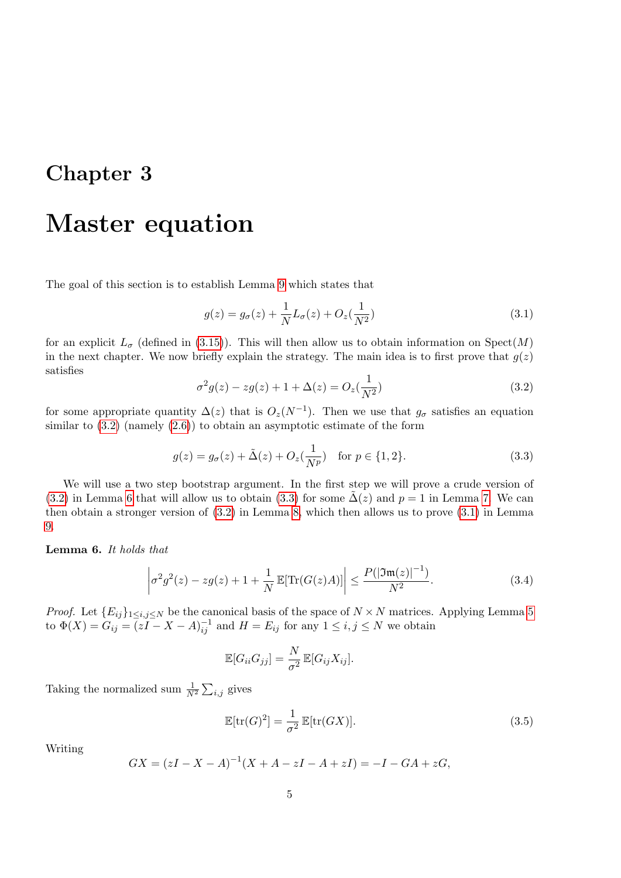# Chapter 3

# Master equation

The goal of this section is to establish Lemma 9 which states that

$$g(z) = g_\sigma(z) + \frac{1}{N} L_\sigma(z) + O_z(\frac{1}{N^2}) \tag{3.1}$$

for an explicit $L_\sigma$ (defined in (3.15)). This will then allow us to obtain information on $\mathrm{Spect}(M)$ in the next chapter. We now briefly explain the strategy. The main idea is to first prove that $g(z)$ satisfies

$$\sigma^2 g(z) - z g(z) + 1 + \Delta(z) = O_z(\frac{1}{N^2}) \tag{3.2}$$

for some appropriate quantity $\Delta(z)$ that is $O_z(N^{-1})$. Then we use that $g_\sigma$ satisfies an equation similar to (3.2) (namely (2.6)) to obtain an asymptotic estimate of the form

$$g(z) = g_\sigma(z) + \tilde{\Delta}(z) + O_z(\frac{1}{N^p}) \quad \text{for } p \in \{1, 2\}. \tag{3.3}$$

We will use a two step bootstrap argument. In the first step we will prove a crude version of (3.2) in Lemma 6 that will allow us to obtain (3.3) for some $\tilde{\Delta}(z)$ and $p = 1$ in Lemma 7. We can then obtain a stronger version of (3.2) in Lemma 8, which then allows us to prove (3.1) in Lemma 9.

**Lemma 6.** *It holds that*

$$\left| \sigma^2 g^2(z) - z g(z) + 1 + \frac{1}{N} \mathbb{E}[\mathrm{Tr}(G(z)A)] \right| \leq \frac{P(|\mathfrak{Im}(z)|^{-1})}{N^2}. \tag{3.4}$$

*Proof.* Let $\{E_{ij}\}_{1 \leq i,j \leq N}$ be the canonical basis of the space of $N \times N$ matrices. Applying Lemma 5 to $\Phi(X) = G_{ij} = (zI - X - A)^{-1}_{ij}$ and $H = E_{ij}$ for any $1 \leq i, j \leq N$ we obtain

$$\mathbb{E}[G_{ii} G_{jj}] = \frac{N}{\sigma^2} \mathbb{E}[G_{ij} X_{ij}].$$

Taking the normalized sum $\frac{1}{N^2} \sum_{i,j}$ gives

$$\mathbb{E}[\mathrm{tr}(G)^2] = \frac{1}{\sigma^2} \mathbb{E}[\mathrm{tr}(GX)]. \tag{3.5}$$

Writing

$$GX = (zI - X - A)^{-1}(X + A - zI - A + zI) = -I - GA + zG,$$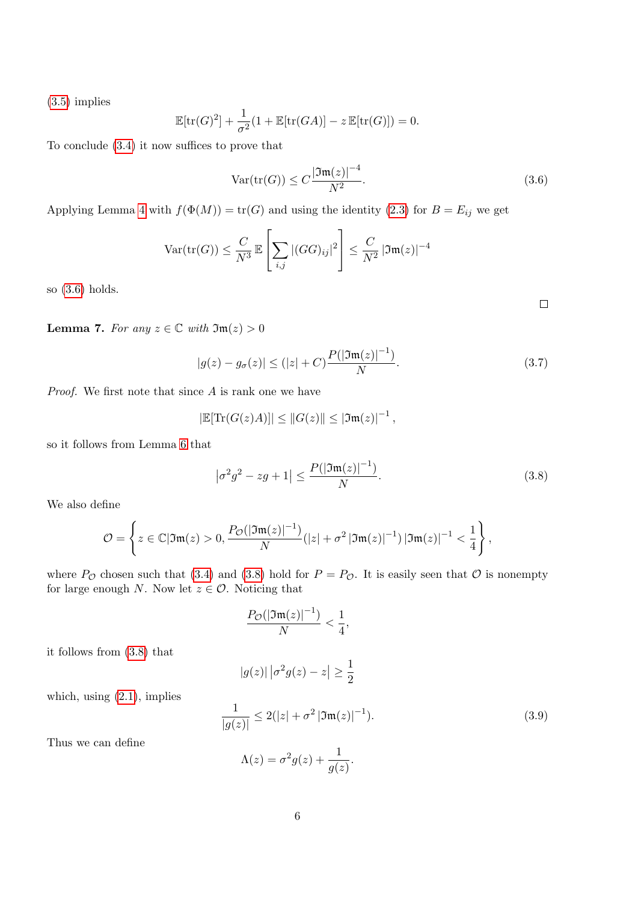(3.5) implies

$$\mathbb{E}[\mathrm{tr}(G)^2] + \frac{1}{\sigma^2}(1 + \mathbb{E}[\mathrm{tr}(GA)] - z\,\mathbb{E}[\mathrm{tr}(G)]) = 0.$$

To conclude (3.4) it now suffices to prove that

$$\mathrm{Var}(\mathrm{tr}(G)) \leq C\frac{|\mathfrak{Im}(z)|^{-4}}{N^2}. \tag{3.6}$$

Applying Lemma 4 with $f(\Phi(M)) = \mathrm{tr}(G)$ and using the identity (2.3) for $B = E_{ij}$ we get

$$\mathrm{Var}(\mathrm{tr}(G)) \leq \frac{C}{N^3}\,\mathbb{E}\left[\sum_{i,j} |(GG)_{ij}|^2\right] \leq \frac{C}{N^2}\,|\mathfrak{Im}(z)|^{-4}$$

so (3.6) holds.

$\square$

**Lemma 7.** *For any $z \in \mathbb{C}$ with $\mathfrak{Im}(z) > 0$*

$$|g(z) - g_\sigma(z)| \leq (|z| + C)\frac{P(|\mathfrak{Im}(z)|^{-1})}{N}. \tag{3.7}$$

*Proof.* We first note that since $A$ is rank one we have

$$|\mathbb{E}[\mathrm{Tr}(G(z)A)]| \leq \|G(z)\| \leq |\mathfrak{Im}(z)|^{-1},$$

so it follows from Lemma 6 that

$$\left|\sigma^2 g^2 - zg + 1\right| \leq \frac{P(|\mathfrak{Im}(z)|^{-1})}{N}. \tag{3.8}$$

We also define

$$\mathcal{O} = \left\{ z \in \mathbb{C} | \mathfrak{Im}(z) > 0, \frac{P_{\mathcal{O}}(|\mathfrak{Im}(z)|^{-1})}{N}(|z| + \sigma^2\,|\mathfrak{Im}(z)|^{-1})\,|\mathfrak{Im}(z)|^{-1} < \frac{1}{4} \right\},$$

where $P_{\mathcal{O}}$ chosen such that (3.4) and (3.8) hold for $P = P_{\mathcal{O}}$. It is easily seen that $\mathcal{O}$ is nonempty for large enough $N$. Now let $z \in \mathcal{O}$. Noticing that

$$\frac{P_{\mathcal{O}}(|\mathfrak{Im}(z)|^{-1})}{N} < \frac{1}{4},$$

it follows from (3.8) that

$$|g(z)|\left|\sigma^2 g(z) - z\right| \geq \frac{1}{2}$$

which, using (2.1), implies

$$\frac{1}{|g(z)|} \leq 2(|z| + \sigma^2\,|\mathfrak{Im}(z)|^{-1}). \tag{3.9}$$

Thus we can define

$$\Lambda(z) = \sigma^2 g(z) + \frac{1}{g(z)}.$$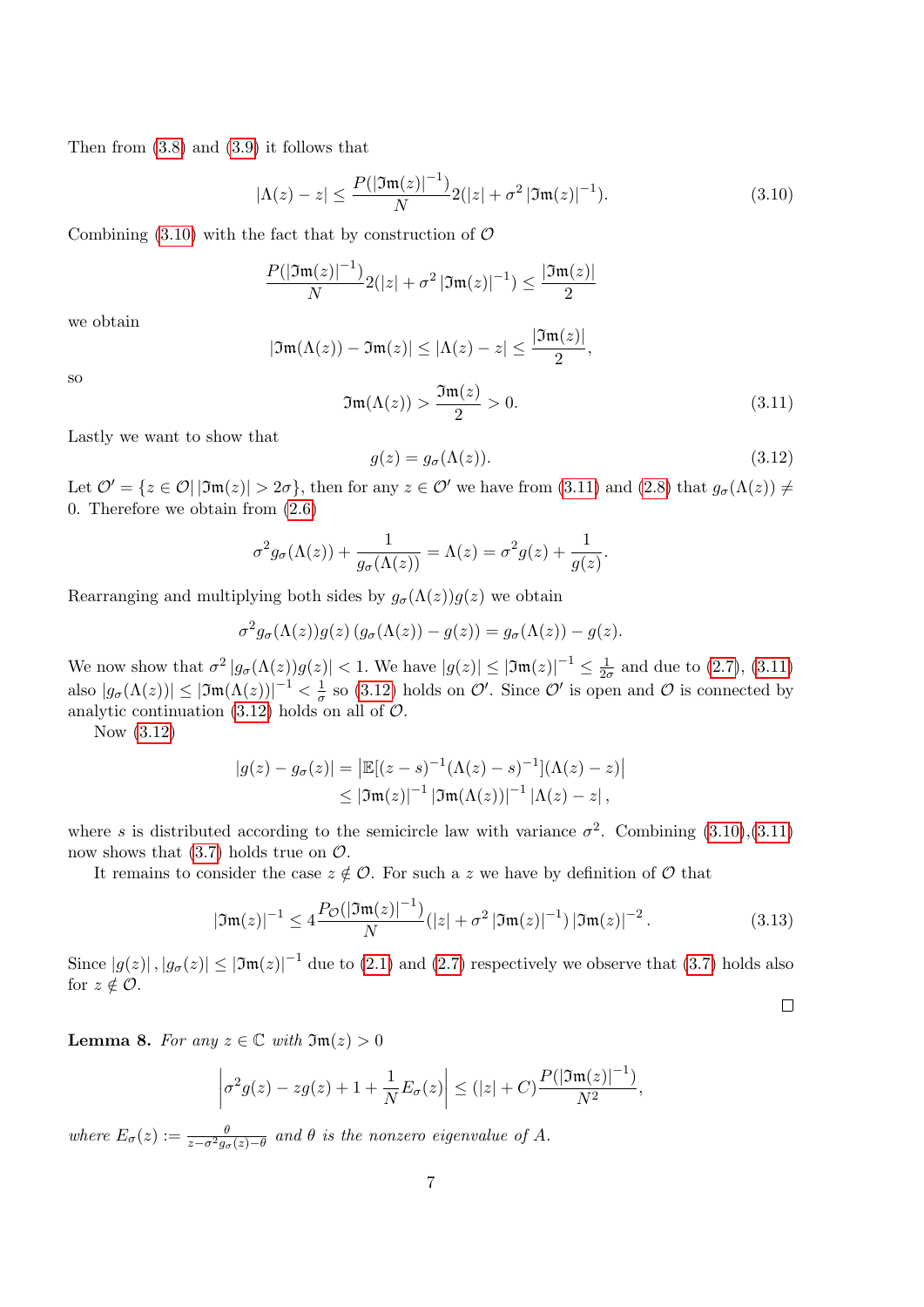Then from (3.8) and (3.9) it follows that

$$|\Lambda(z) - z| \leq \frac{P(|\mathfrak{Im}(z)|^{-1})}{N} 2(|z| + \sigma^2 |\mathfrak{Im}(z)|^{-1}). \tag{3.10}$$

Combining (3.10) with the fact that by construction of $\mathcal{O}$

$$\frac{P(|\mathfrak{Im}(z)|^{-1})}{N} 2(|z| + \sigma^2 |\mathfrak{Im}(z)|^{-1}) \leq \frac{|\mathfrak{Im}(z)|}{2}$$

we obtain

$$|\mathfrak{Im}(\Lambda(z)) - \mathfrak{Im}(z)| \leq |\Lambda(z) - z| \leq \frac{|\mathfrak{Im}(z)|}{2},$$

so

$$\mathfrak{Im}(\Lambda(z)) > \frac{\mathfrak{Im}(z)}{2} > 0. \tag{3.11}$$

Lastly we want to show that

$$g(z) = g_\sigma(\Lambda(z)). \tag{3.12}$$

Let $\mathcal{O}' = \{z \in \mathcal{O} |\, |\mathfrak{Im}(z)| > 2\sigma\}$, then for any $z \in \mathcal{O}'$ we have from (3.11) and (2.8) that $g_\sigma(\Lambda(z)) \neq 0$. Therefore we obtain from (2.6)

$$\sigma^2 g_\sigma(\Lambda(z)) + \frac{1}{g_\sigma(\Lambda(z))} = \Lambda(z) = \sigma^2 g(z) + \frac{1}{g(z)}.$$

Rearranging and multiplying both sides by $g_\sigma(\Lambda(z))g(z)$ we obtain

$$\sigma^2 g_\sigma(\Lambda(z))g(z)\left(g_\sigma(\Lambda(z)) - g(z)\right) = g_\sigma(\Lambda(z)) - g(z).$$

We now show that $\sigma^2 |g_\sigma(\Lambda(z))g(z)| < 1$. We have $|g(z)| \leq |\mathfrak{Im}(z)|^{-1} \leq \frac{1}{2\sigma}$ and due to (2.7), (3.11) also $|g_\sigma(\Lambda(z))| \leq |\mathfrak{Im}(\Lambda(z))|^{-1} < \frac{1}{\sigma}$ so (3.12) holds on $\mathcal{O}'$. Since $\mathcal{O}'$ is open and $\mathcal{O}$ is connected by analytic continuation (3.12) holds on all of $\mathcal{O}$.

Now (3.12)

$$\begin{aligned}|g(z) - g_\sigma(z)| &= \left|\mathbb{E}[(z-s)^{-1}(\Lambda(z)-s)^{-1}](\Lambda(z) - z)\right| \\ &\leq |\mathfrak{Im}(z)|^{-1} |\mathfrak{Im}(\Lambda(z))|^{-1} |\Lambda(z) - z|\,,\end{aligned}$$

where $s$ is distributed according to the semicircle law with variance $\sigma^2$. Combining (3.10),(3.11) now shows that (3.7) holds true on $\mathcal{O}$.

It remains to consider the case $z \notin \mathcal{O}$. For such a $z$ we have by definition of $\mathcal{O}$ that

$$|\mathfrak{Im}(z)|^{-1} \leq 4\frac{P_{\mathcal{O}}(|\mathfrak{Im}(z)|^{-1})}{N}(|z| + \sigma^2 |\mathfrak{Im}(z)|^{-1}) |\mathfrak{Im}(z)|^{-2}\,. \tag{3.13}$$

Since $|g(z)|, |g_\sigma(z)| \leq |\mathfrak{Im}(z)|^{-1}$ due to (2.1) and (2.7) respectively we observe that (3.7) holds also for $z \notin \mathcal{O}$.

□

**Lemma 8.** *For any $z \in \mathbb{C}$ with $\mathfrak{Im}(z) > 0$*

$$\left|\sigma^2 g(z) - zg(z) + 1 + \frac{1}{N}E_\sigma(z)\right| \leq (|z| + C)\frac{P(|\mathfrak{Im}(z)|^{-1})}{N^2},$$

*where $E_\sigma(z) := \frac{\theta}{z - \sigma^2 g_\sigma(z) - \theta}$ and $\theta$ is the nonzero eigenvalue of $A$.*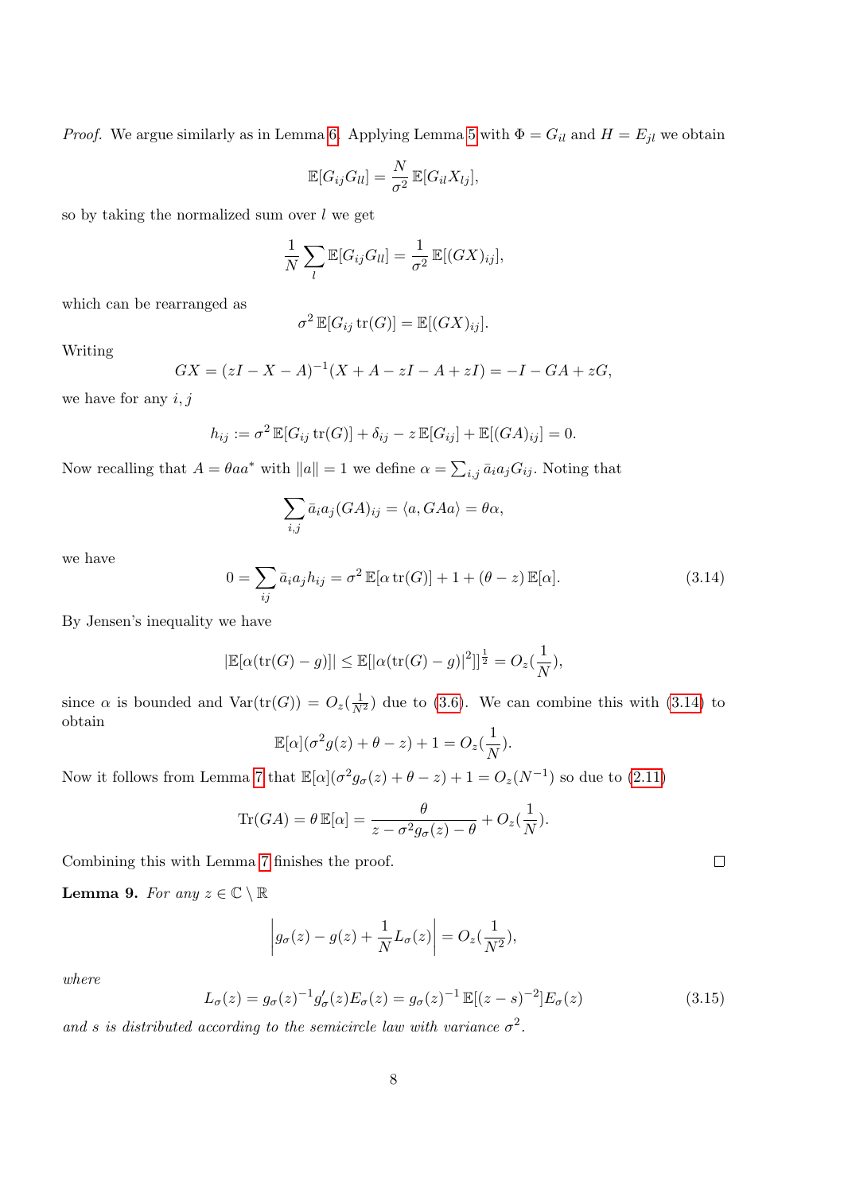*Proof.* We argue similarly as in Lemma 6. Applying Lemma 5 with $\Phi = G_{il}$ and $H = E_{jl}$ we obtain

$$\mathbb{E}[G_{ij}G_{ll}] = \frac{N}{\sigma^2}\,\mathbb{E}[G_{il}X_{lj}],$$

so by taking the normalized sum over $l$ we get

$$\frac{1}{N}\sum_{l}\mathbb{E}[G_{ij}G_{ll}] = \frac{1}{\sigma^2}\,\mathbb{E}[(GX)_{ij}],$$

which can be rearranged as

$$\sigma^2\,\mathbb{E}[G_{ij}\operatorname{tr}(G)] = \mathbb{E}[(GX)_{ij}].$$

Writing

$$GX = (zI - X - A)^{-1}(X + A - zI - A + zI) = -I - GA + zG,$$

we have for any $i, j$

$$h_{ij} := \sigma^2\,\mathbb{E}[G_{ij}\operatorname{tr}(G)] + \delta_{ij} - z\,\mathbb{E}[G_{ij}] + \mathbb{E}[(GA)_{ij}] = 0.$$

Now recalling that $A = \theta a a^*$ with $\|a\| = 1$ we define $\alpha = \sum_{i,j}\bar{a}_i a_j G_{ij}$. Noting that

$$\sum_{i,j}\bar{a}_i a_j (GA)_{ij} = \langle a, GAa\rangle = \theta\alpha,$$

we have

$$0 = \sum_{ij}\bar{a}_i a_j h_{ij} = \sigma^2\,\mathbb{E}[\alpha\operatorname{tr}(G)] + 1 + (\theta - z)\,\mathbb{E}[\alpha]. \tag{3.14}$$

By Jensen's inequality we have

$$|\mathbb{E}[\alpha(\operatorname{tr}(G) - g)]| \leq \mathbb{E}[|\alpha(\operatorname{tr}(G) - g)|^2]^{\frac{1}{2}} = O_z(\frac{1}{N}),$$

since $\alpha$ is bounded and $\operatorname{Var}(\operatorname{tr}(G)) = O_z(\frac{1}{N^2})$ due to (3.6). We can combine this with (3.14) to obtain

$$\mathbb{E}[\alpha](\sigma^2 g(z) + \theta - z) + 1 = O_z(\frac{1}{N}).$$

Now it follows from Lemma 7 that $\mathbb{E}[\alpha](\sigma^2 g_\sigma(z) + \theta - z) + 1 = O_z(N^{-1})$ so due to (2.11)

$$\operatorname{Tr}(GA) = \theta\,\mathbb{E}[\alpha] = \frac{\theta}{z - \sigma^2 g_\sigma(z) - \theta} + O_z(\frac{1}{N}).$$

Combining this with Lemma 7 finishes the proof. ◻

**Lemma 9.** *For any $z \in \mathbb{C}\setminus\mathbb{R}$*

$$\left|g_\sigma(z) - g(z) + \frac{1}{N}L_\sigma(z)\right| = O_z(\frac{1}{N^2}),$$

*where*

$$L_\sigma(z) = g_\sigma(z)^{-1}g'_\sigma(z)E_\sigma(z) = g_\sigma(z)^{-1}\,\mathbb{E}[(z - s)^{-2}]E_\sigma(z) \tag{3.15}$$

*and $s$ is distributed according to the semicircle law with variance $\sigma^2$.*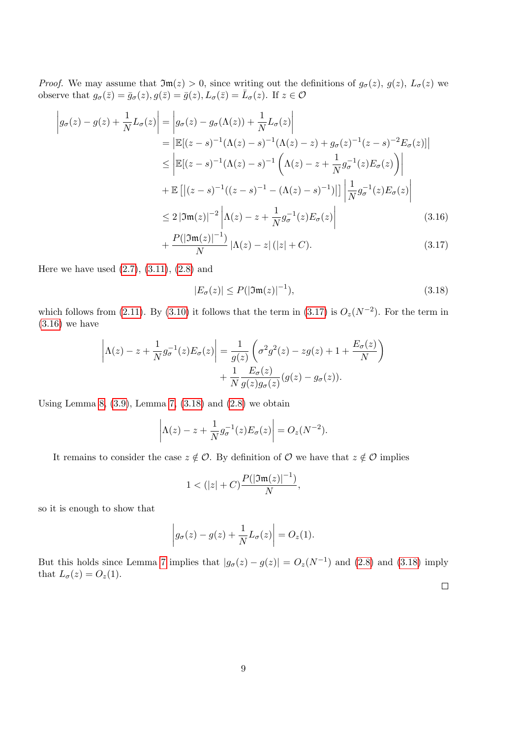*Proof.* We may assume that $\mathfrak{Im}(z) > 0$, since writing out the definitions of $g_\sigma(z)$, $g(z)$, $L_\sigma(z)$ we observe that $g_\sigma(\bar{z}) = \bar{g}_\sigma(z), g(\bar{z}) = \bar{g}(z), L_\sigma(\bar{z}) = \bar{L}_\sigma(z)$. If $z \in \mathcal{O}$

$$
\begin{aligned}
\left|g_\sigma(z) - g(z) + \frac{1}{N}L_\sigma(z)\right| &= \left|g_\sigma(z) - g_\sigma(\Lambda(z)) + \frac{1}{N}L_\sigma(z)\right| \\
&= \left|\mathbb{E}[(z-s)^{-1}(\Lambda(z)-s)^{-1}(\Lambda(z)-z) + g_\sigma(z)^{-1}(z-s)^{-2}E_\sigma(z)]\right| \\
&\leq \left|\mathbb{E}[(z-s)^{-1}(\Lambda(z)-s)^{-1}\left(\Lambda(z) - z + \frac{1}{N}g_\sigma^{-1}(z)E_\sigma(z)\right)\right| \\
&+ \mathbb{E}\left[\left|(z-s)^{-1}((z-s)^{-1} - (\Lambda(z)-s)^{-1})\right|\right]\left|\frac{1}{N}g_\sigma^{-1}(z)E_\sigma(z)\right| \\
&\leq 2\left|\mathfrak{Im}(z)\right|^{-2}\left|\Lambda(z) - z + \frac{1}{N}g_\sigma^{-1}(z)E_\sigma(z)\right| && (3.16) \\
&+ \frac{P(|\mathfrak{Im}(z)|^{-1})}{N}\left|\Lambda(z) - z\right|(|z| + C). && (3.17)
\end{aligned}
$$

Here we have used (2.7), (3.11), (2.8) and

$$|E_\sigma(z)| \leq P(|\mathfrak{Im}(z)|^{-1}), \tag{3.18}$$

which follows from (2.11). By (3.10) it follows that the term in (3.17) is $O_z(N^{-2})$. For the term in (3.16) we have

$$
\begin{aligned}
\left|\Lambda(z) - z + \frac{1}{N}g_\sigma^{-1}(z)E_\sigma(z)\right| &= \frac{1}{g(z)}\left(\sigma^2 g^2(z) - zg(z) + 1 + \frac{E_\sigma(z)}{N}\right) \\
&+ \frac{1}{N}\frac{E_\sigma(z)}{g(z)g_\sigma(z)}(g(z) - g_\sigma(z)).
\end{aligned}
$$

Using Lemma 8, (3.9), Lemma 7, (3.18) and (2.8) we obtain

$$\left|\Lambda(z) - z + \frac{1}{N}g_\sigma^{-1}(z)E_\sigma(z)\right| = O_z(N^{-2}).$$

It remains to consider the case $z \notin \mathcal{O}$. By definition of $\mathcal{O}$ we have that $z \notin \mathcal{O}$ implies

$$1 < (|z| + C)\frac{P(|\mathfrak{Im}(z)|^{-1})}{N},$$

so it is enough to show that

$$\left|g_\sigma(z) - g(z) + \frac{1}{N}L_\sigma(z)\right| = O_z(1).$$

But this holds since Lemma 7 implies that $|g_\sigma(z) - g(z)| = O_z(N^{-1})$ and (2.8) and (3.18) imply that $L_\sigma(z) = O_z(1)$.

□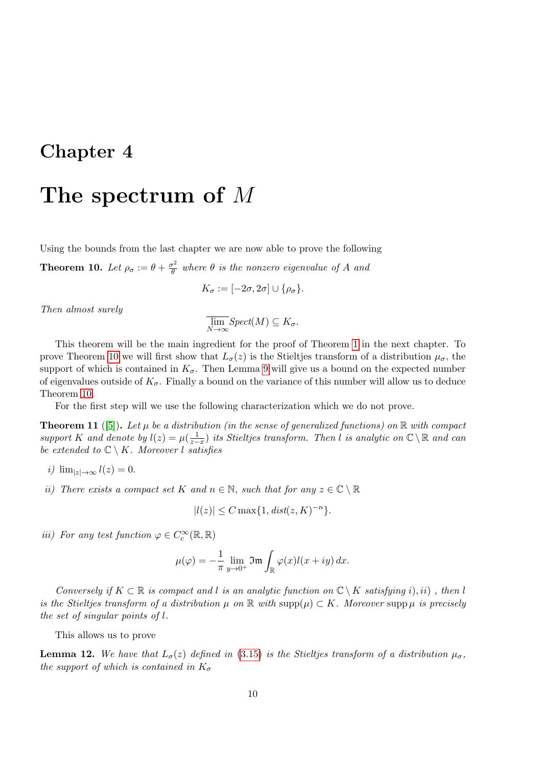# Chapter 4

# The spectrum of $M$

Using the bounds from the last chapter we are now able to prove the following

**Theorem 10.** *Let $\rho_\sigma := \theta + \frac{\sigma^2}{\theta}$ where $\theta$ is the nonzero eigenvalue of $A$ and*

$$K_\sigma := [-2\sigma, 2\sigma] \cup \{\rho_\sigma\}.$$

*Then almost surely*

$$\overline{\lim_{N\to\infty}} \, Spect(M) \subseteq K_\sigma.$$

This theorem will be the main ingredient for the proof of Theorem 1 in the next chapter. To prove Theorem 10 we will first show that $L_\sigma(z)$ is the Stieltjes transform of a distribution $\mu_\sigma$, the support of which is contained in $K_\sigma$. Then Lemma 9 will give us a bound on the expected number of eigenvalues outside of $K_\sigma$. Finally a bound on the variance of this number will allow us to deduce Theorem 10.

For the first step will we use the following characterization which we do not prove.

**Theorem 11** ([5])**.** *Let $\mu$ be a distribution (in the sense of generalized functions) on $\mathbb{R}$ with compact support $K$ and denote by $l(z) = \mu(\frac{1}{z-x})$ its Stieltjes transform. Then $l$ is analytic on $\mathbb{C} \setminus \mathbb{R}$ and can be extended to $\mathbb{C} \setminus K$. Moreover $l$ satisfies*

*i)* $\lim_{|z|\to\infty} l(z) = 0$.

*ii) There exists a compact set $K$ and $n \in \mathbb{N}$, such that for any $z \in \mathbb{C} \setminus \mathbb{R}$*

$$|l(z)| \leq C \max\{1, dist(z, K)^{-n}\}.$$

*iii) For any test function $\varphi \in C_c^\infty(\mathbb{R}, \mathbb{R})$*

$$\mu(\varphi) = -\frac{1}{\pi} \lim_{y\to 0^+} \mathfrak{Im} \int_{\mathbb{R}} \varphi(x) l(x+iy)\, dx.$$

*Conversely if $K \subset \mathbb{R}$ is compact and $l$ is an analytic function on $\mathbb{C} \setminus K$ satisfying $i), ii)$ , then $l$ is the Stieltjes transform of a distribution $\mu$ on $\mathbb{R}$ with $\operatorname{supp}(\mu) \subset K$. Moreover $\operatorname{supp} \mu$ is precisely the set of singular points of $l$.*

This allows us to prove

**Lemma 12.** *We have that $L_\sigma(z)$ defined in (3.15) is the Stieltjes transform of a distribution $\mu_\sigma$, the support of which is contained in $K_\sigma$*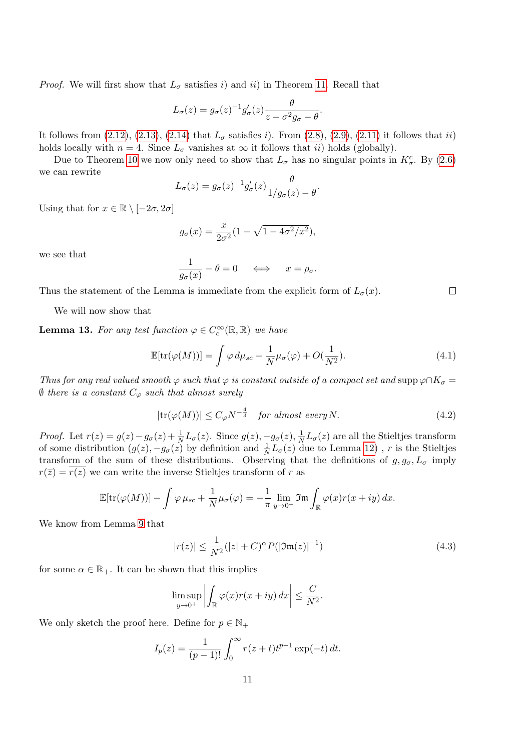*Proof.* We will first show that $L_\sigma$ satisfies $i)$ and $ii)$ in Theorem 11. Recall that

$$L_\sigma(z) = g_\sigma(z)^{-1} g_\sigma'(z) \frac{\theta}{z - \sigma^2 g_\sigma - \theta}.$$

It follows from (2.12), (2.13), (2.14) that $L_\sigma$ satisfies $i)$. From (2.8), (2.9), (2.11) it follows that $ii)$ holds locally with $n = 4$. Since $L_\sigma$ vanishes at $\infty$ it follows that $ii)$ holds (globally).

Due to Theorem 10 we now only need to show that $L_\sigma$ has no singular points in $K_\sigma^c$. By (2.6) we can rewrite

$$L_\sigma(z) = g_\sigma(z)^{-1} g_\sigma'(z) \frac{\theta}{1/g_\sigma(z) - \theta}.$$

Using that for $x \in \mathbb{R} \setminus [-2\sigma, 2\sigma]$

$$g_\sigma(x) = \frac{x}{2\sigma^2}(1 - \sqrt{1 - 4\sigma^2/x^2}),$$

we see that

$$\frac{1}{g_\sigma(x)} - \theta = 0 \quad \iff \quad x = \rho_\sigma.$$

Thus the statement of the Lemma is immediate from the explicit form of $L_\sigma(x)$. $\square$

We will now show that

**Lemma 13.** *For any test function $\varphi \in C_c^\infty(\mathbb{R}, \mathbb{R})$ we have*

$$\mathbb{E}[\operatorname{tr}(\varphi(M))] = \int \varphi \, d\mu_{sc} - \frac{1}{N}\mu_\sigma(\varphi) + O(\frac{1}{N^2}). \tag{4.1}$$

*Thus for any real valued smooth $\varphi$ such that $\varphi$ is constant outside of a compact set and $\operatorname{supp}\varphi \cap K_\sigma = \emptyset$ there is a constant $C_\varphi$ such that almost surely*

$$|\operatorname{tr}(\varphi(M))| \leq C_\varphi N^{-\frac{4}{3}} \quad \textit{for almost every}\, N. \tag{4.2}$$

*Proof.* Let $r(z) = g(z) - g_\sigma(z) + \frac{1}{N}L_\sigma(z)$. Since $g(z), -g_\sigma(z), \frac{1}{N}L_\sigma(z)$ are all the Stieltjes transform of some distribution ($g(z), -g_\sigma(z)$ by definition and $\frac{1}{N}L_\sigma(z)$ due to Lemma 12) , $r$ is the Stieltjes transform of the sum of these distributions. Observing that the definitions of $g, g_\sigma, L_\sigma$ imply $r(\overline{z}) = \overline{r(z)}$ we can write the inverse Stieltjes transform of $r$ as

$$\mathbb{E}[\operatorname{tr}(\varphi(M))] - \int \varphi \, \mu_{sc} + \frac{1}{N}\mu_\sigma(\varphi) = -\frac{1}{\pi} \lim_{y \to 0^+} \mathfrak{Im} \int_{\mathbb{R}} \varphi(x) r(x + iy) \, dx.$$

We know from Lemma 9 that

$$|r(z)| \leq \frac{1}{N^2}(|z| + C)^\alpha P(|\mathfrak{Im}(z)|^{-1}) \tag{4.3}$$

for some $\alpha \in \mathbb{R}_+$. It can be shown that this implies

$$\limsup_{y \to 0^+} \left| \int_{\mathbb{R}} \varphi(x) r(x + iy) \, dx \right| \leq \frac{C}{N^2}.$$

We only sketch the proof here. Define for $p \in \mathbb{N}_+$

$$I_p(z) = \frac{1}{(p-1)!} \int_0^\infty r(z + t) t^{p-1} \exp(-t) \, dt.$$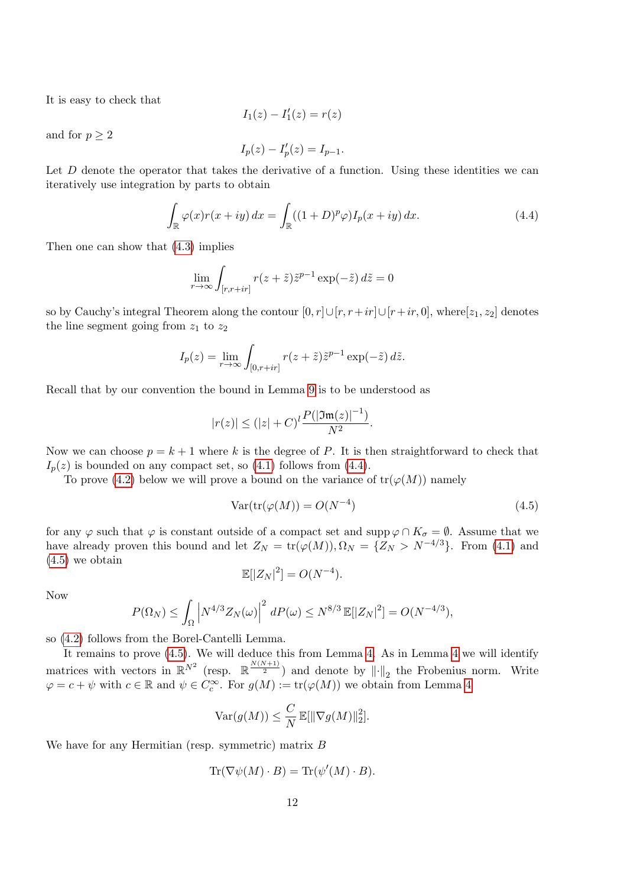It is easy to check that

$$I_1(z) - I_1'(z) = r(z)$$

and for $p \geq 2$

$$I_p(z) - I_p'(z) = I_{p-1}.$$

Let $D$ denote the operator that takes the derivative of a function. Using these identities we can iteratively use integration by parts to obtain

$$\int_{\mathbb{R}} \varphi(x) r(x+iy)\, dx = \int_{\mathbb{R}} ((1+D)^p \varphi) I_p(x+iy)\, dx. \tag{4.4}$$

Then one can show that (4.3) implies

$$\lim_{r\to\infty} \int_{[r,r+ir]} r(z+\tilde{z})\tilde{z}^{p-1} \exp(-\tilde{z})\, d\tilde{z} = 0$$

so by Cauchy's integral Theorem along the contour $[0,r] \cup [r, r+ir] \cup [r+ir, 0]$, where$[z_1, z_2]$ denotes the line segment going from $z_1$ to $z_2$

$$I_p(z) = \lim_{r\to\infty} \int_{[0,r+ir]} r(z+\tilde{z})\tilde{z}^{p-1} \exp(-\tilde{z})\, d\tilde{z}.$$

Recall that by our convention the bound in Lemma 9 is to be understood as

$$|r(z)| \leq (|z| + C)^l \frac{P(|\mathfrak{Im}(z)|^{-1})}{N^2}.$$

Now we can choose $p = k+1$ where $k$ is the degree of $P$. It is then straightforward to check that $I_p(z)$ is bounded on any compact set, so (4.1) follows from (4.4).

To prove (4.2) below we will prove a bound on the variance of $\operatorname{tr}(\varphi(M))$ namely

$$\operatorname{Var}(\operatorname{tr}(\varphi(M)) = O(N^{-4}) \tag{4.5}$$

for any $\varphi$ such that $\varphi$ is constant outside of a compact set and $\operatorname{supp} \varphi \cap K_\sigma = \emptyset$. Assume that we have already proven this bound and let $Z_N = \operatorname{tr}(\varphi(M)), \Omega_N = \{Z_N > N^{-4/3}\}$. From (4.1) and (4.5) we obtain

$$\mathbb{E}[|Z_N|^2] = O(N^{-4}).$$

Now

$$P(\Omega_N) \leq \int_\Omega \left| N^{4/3} Z_N(\omega) \right|^2 dP(\omega) \leq N^{8/3}\, \mathbb{E}[|Z_N|^2] = O(N^{-4/3}),$$

so (4.2) follows from the Borel-Cantelli Lemma.

It remains to prove (4.5). We will deduce this from Lemma 4. As in Lemma 4 we will identify matrices with vectors in $\mathbb{R}^{N^2}$ (resp. $\mathbb{R}^{\frac{N(N+1)}{2}}$) and denote by $\|\cdot\|_2$ the Frobenius norm. Write $\varphi = c + \psi$ with $c \in \mathbb{R}$ and $\psi \in C_c^\infty$. For $g(M) := \operatorname{tr}(\varphi(M))$ we obtain from Lemma 4

$$\operatorname{Var}(g(M)) \leq \frac{C}{N}\, \mathbb{E}[\|\nabla g(M)\|_2^2].$$

We have for any Hermitian (resp. symmetric) matrix $B$

$$\operatorname{Tr}(\nabla \psi(M) \cdot B) = \operatorname{Tr}(\psi'(M) \cdot B).$$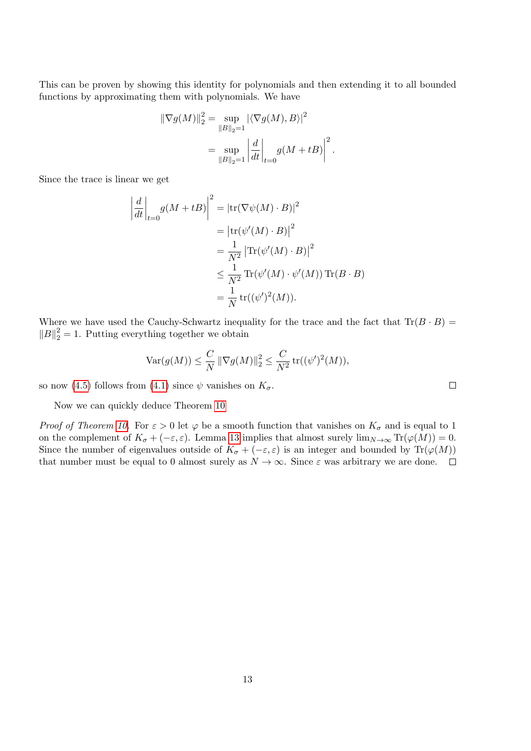This can be proven by showing this identity for polynomials and then extending it to all bounded functions by approximating them with polynomials. We have

$$
\begin{aligned}
\|\nabla g(M)\|_2^2 &= \sup_{\|B\|_2=1} |\langle \nabla g(M), B\rangle|^2 \\
&= \sup_{\|B\|_2=1} \left| \frac{d}{dt}\bigg|_{t=0} g(M+tB)\right|^2.
\end{aligned}
$$

Since the trace is linear we get

$$
\begin{aligned}
\left| \frac{d}{dt}\bigg|_{t=0} g(M+tB)\right|^2 &= |\mathrm{tr}(\nabla\psi(M)\cdot B)|^2 \\
&= \left|\mathrm{tr}(\psi'(M)\cdot B)\right|^2 \\
&= \frac{1}{N^2}\left|\mathrm{Tr}(\psi'(M)\cdot B)\right|^2 \\
&\leq \frac{1}{N^2}\,\mathrm{Tr}(\psi'(M)\cdot\psi'(M))\,\mathrm{Tr}(B\cdot B) \\
&= \frac{1}{N}\,\mathrm{tr}((\psi')^2(M)).
\end{aligned}
$$

Where we have used the Cauchy-Schwartz inequality for the trace and the fact that $\mathrm{Tr}(B\cdot B) = \|B\|_2^2 = 1$. Putting everything together we obtain

$$
\mathrm{Var}(g(M)) \leq \frac{C}{N}\|\nabla g(M)\|_2^2 \leq \frac{C}{N^2}\,\mathrm{tr}((\psi')^2(M)),
$$

so now (4.5) follows from (4.1) since $\psi$ vanishes on $K_\sigma$. □

Now we can quickly deduce Theorem 10

*Proof of Theorem 10.* For $\varepsilon > 0$ let $\varphi$ be a smooth function that vanishes on $K_\sigma$ and is equal to 1 on the complement of $K_\sigma + (-\varepsilon,\varepsilon)$. Lemma 13 implies that almost surely $\lim_{N\to\infty}\mathrm{Tr}(\varphi(M)) = 0$. Since the number of eigenvalues outside of $K_\sigma + (-\varepsilon,\varepsilon)$ is an integer and bounded by $\mathrm{Tr}(\varphi(M))$ that number must be equal to 0 almost surely as $N\to\infty$. Since $\varepsilon$ was arbitrary we are done. □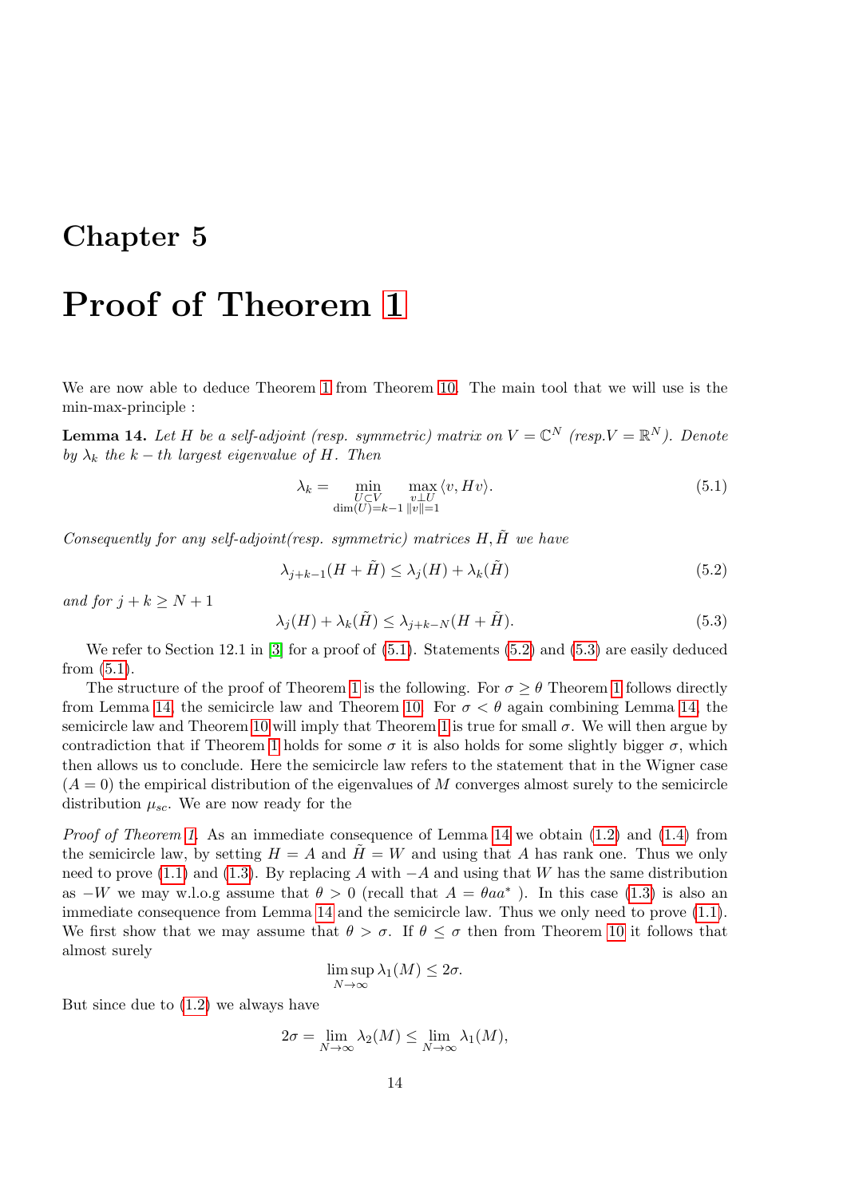# Chapter 5

# Proof of Theorem 1

We are now able to deduce Theorem 1 from Theorem 10. The main tool that we will use is the min-max-principle :

**Lemma 14.** *Let $H$ be a self-adjoint (resp. symmetric) matrix on $V = \mathbb{C}^N$ (resp.$V = \mathbb{R}^N$). Denote by $\lambda_k$ the $k-th$ largest eigenvalue of $H$. Then*

$$\lambda_k = \min_{\substack{U \subset V \\ \dim(U)=k-1}} \max_{\substack{v \perp U \\ \|v\|=1}} \langle v, Hv \rangle. \tag{5.1}$$

*Consequently for any self-adjoint(resp. symmetric) matrices $H, \tilde{H}$ we have*

$$\lambda_{j+k-1}(H + \tilde{H}) \leq \lambda_j(H) + \lambda_k(\tilde{H}) \tag{5.2}$$

*and for $j + k \geq N + 1$*

$$\lambda_j(H) + \lambda_k(\tilde{H}) \leq \lambda_{j+k-N}(H + \tilde{H}). \tag{5.3}$$

We refer to Section 12.1 in [3] for a proof of (5.1). Statements (5.2) and (5.3) are easily deduced from (5.1).

The structure of the proof of Theorem 1 is the following. For $\sigma \geq \theta$ Theorem 1 follows directly from Lemma 14, the semicircle law and Theorem 10. For $\sigma < \theta$ again combining Lemma 14, the semicircle law and Theorem 10 will imply that Theorem 1 is true for small $\sigma$. We will then argue by contradiction that if Theorem 1 holds for some $\sigma$ it is also holds for some slightly bigger $\sigma$, which then allows us to conclude. Here the semicircle law refers to the statement that in the Wigner case ($A = 0$) the empirical distribution of the eigenvalues of $M$ converges almost surely to the semicircle distribution $\mu_{sc}$. We are now ready for the

*Proof of Theorem 1.* As an immediate consequence of Lemma 14 we obtain (1.2) and (1.4) from the semicircle law, by setting $H = A$ and $\tilde{H} = W$ and using that $A$ has rank one. Thus we only need to prove (1.1) and (1.3). By replacing $A$ with $-A$ and using that $W$ has the same distribution as $-W$ we may w.l.o.g assume that $\theta > 0$ (recall that $A = \theta a a^*$ ). In this case (1.3) is also an immediate consequence from Lemma 14 and the semicircle law. Thus we only need to prove (1.1). We first show that we may assume that $\theta > \sigma$. If $\theta \leq \sigma$ then from Theorem 10 it follows that almost surely

$$\limsup_{N\to\infty} \lambda_1(M) \leq 2\sigma.$$

But since due to (1.2) we always have

$$2\sigma = \lim_{N\to\infty} \lambda_2(M) \leq \lim_{N\to\infty} \lambda_1(M),$$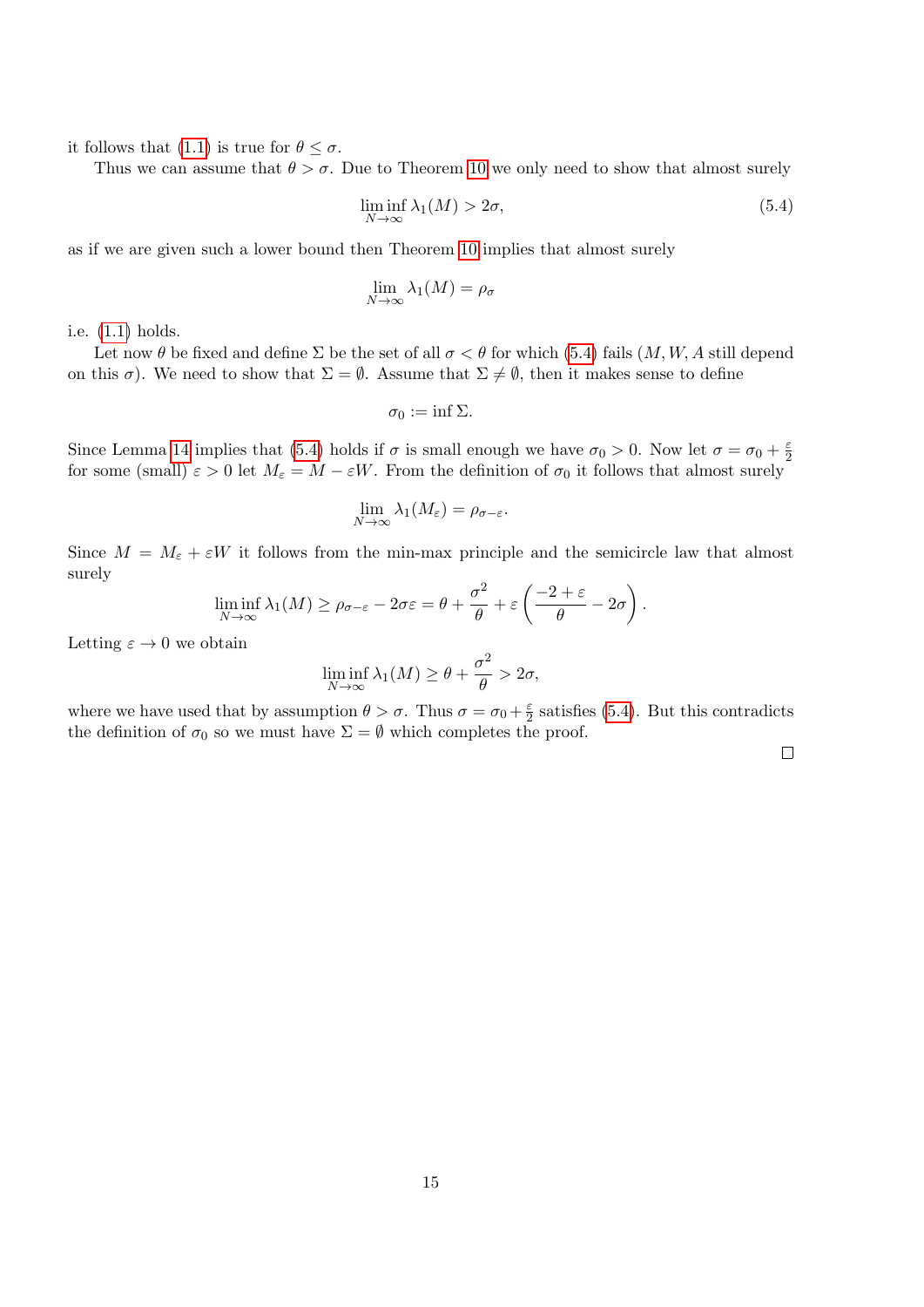it follows that (1.1) is true for $\theta \leq \sigma$.

Thus we can assume that $\theta > \sigma$. Due to Theorem 10 we only need to show that almost surely

$$\liminf_{N\to\infty} \lambda_1(M) > 2\sigma, \tag{5.4}$$

as if we are given such a lower bound then Theorem 10 implies that almost surely

$$\lim_{N\to\infty} \lambda_1(M) = \rho_\sigma$$

i.e. (1.1) holds.

Let now $\theta$ be fixed and define $\Sigma$ be the set of all $\sigma < \theta$ for which (5.4) fails ($M, W, A$ still depend on this $\sigma$). We need to show that $\Sigma = \emptyset$. Assume that $\Sigma \neq \emptyset$, then it makes sense to define

$$\sigma_0 := \inf \Sigma.$$

Since Lemma 14 implies that (5.4) holds if $\sigma$ is small enough we have $\sigma_0 > 0$. Now let $\sigma = \sigma_0 + \frac{\varepsilon}{2}$ for some (small) $\varepsilon > 0$ let $M_\varepsilon = M - \varepsilon W$. From the definition of $\sigma_0$ it follows that almost surely

$$\lim_{N\to\infty} \lambda_1(M_\varepsilon) = \rho_{\sigma-\varepsilon}.$$

Since $M = M_\varepsilon + \varepsilon W$ it follows from the min-max principle and the semicircle law that almost surely

$$\liminf_{N\to\infty} \lambda_1(M) \geq \rho_{\sigma-\varepsilon} - 2\sigma\varepsilon = \theta + \frac{\sigma^2}{\theta} + \varepsilon\left(\frac{-2+\varepsilon}{\theta} - 2\sigma\right).$$

Letting $\varepsilon \to 0$ we obtain

$$\liminf_{N\to\infty} \lambda_1(M) \geq \theta + \frac{\sigma^2}{\theta} > 2\sigma,$$

where we have used that by assumption $\theta > \sigma$. Thus $\sigma = \sigma_0 + \frac{\varepsilon}{2}$ satisfies (5.4). But this contradicts the definition of $\sigma_0$ so we must have $\Sigma = \emptyset$ which completes the proof.

□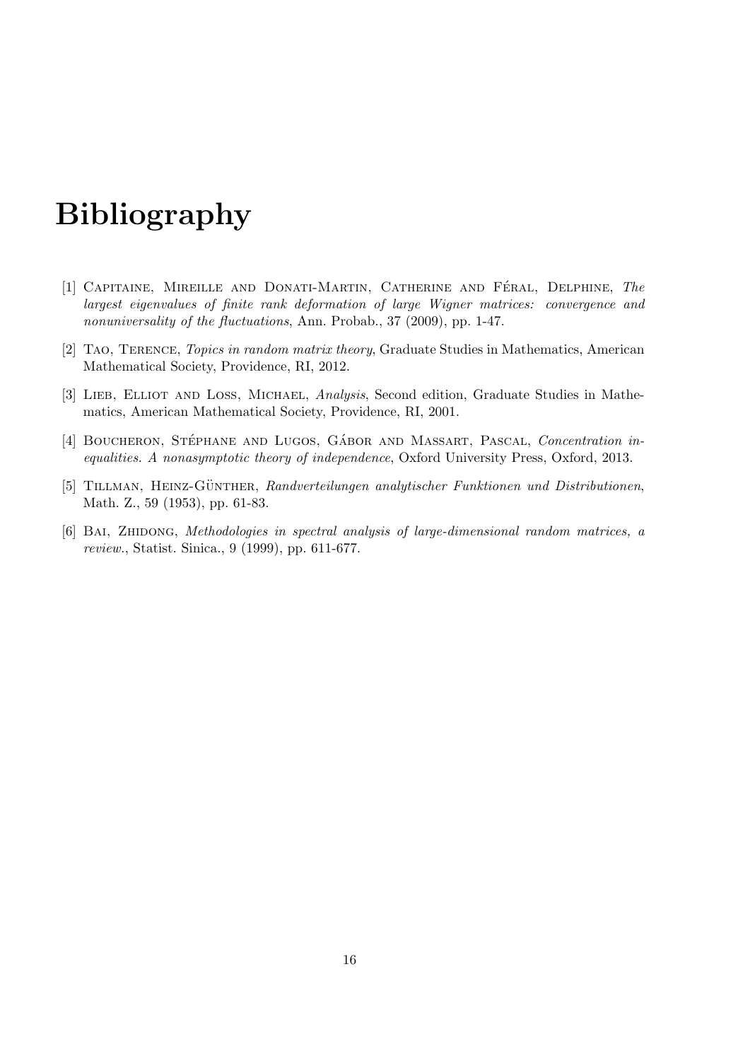# Bibliography

[1] Capitaine, Mireille and Donati-Martin, Catherine and Féral, Delphine, *The largest eigenvalues of finite rank deformation of large Wigner matrices: convergence and nonuniversality of the fluctuations*, Ann. Probab., 37 (2009), pp. 1-47.

[2] Tao, Terence, *Topics in random matrix theory*, Graduate Studies in Mathematics, American Mathematical Society, Providence, RI, 2012.

[3] Lieb, Elliot and Loss, Michael, *Analysis*, Second edition, Graduate Studies in Mathematics, American Mathematical Society, Providence, RI, 2001.

[4] Boucheron, Stéphane and Lugos, Gábor and Massart, Pascal, *Concentration inequalities. A nonasymptotic theory of independence*, Oxford University Press, Oxford, 2013.

[5] Tillman, Heinz-Günther, *Randverteilungen analytischer Funktionen und Distributionen*, Math. Z., 59 (1953), pp. 61-83.

[6] Bai, Zhidong, *Methodologies in spectral analysis of large-dimensional random matrices, a review.*, Statist. Sinica., 9 (1999), pp. 611-677.